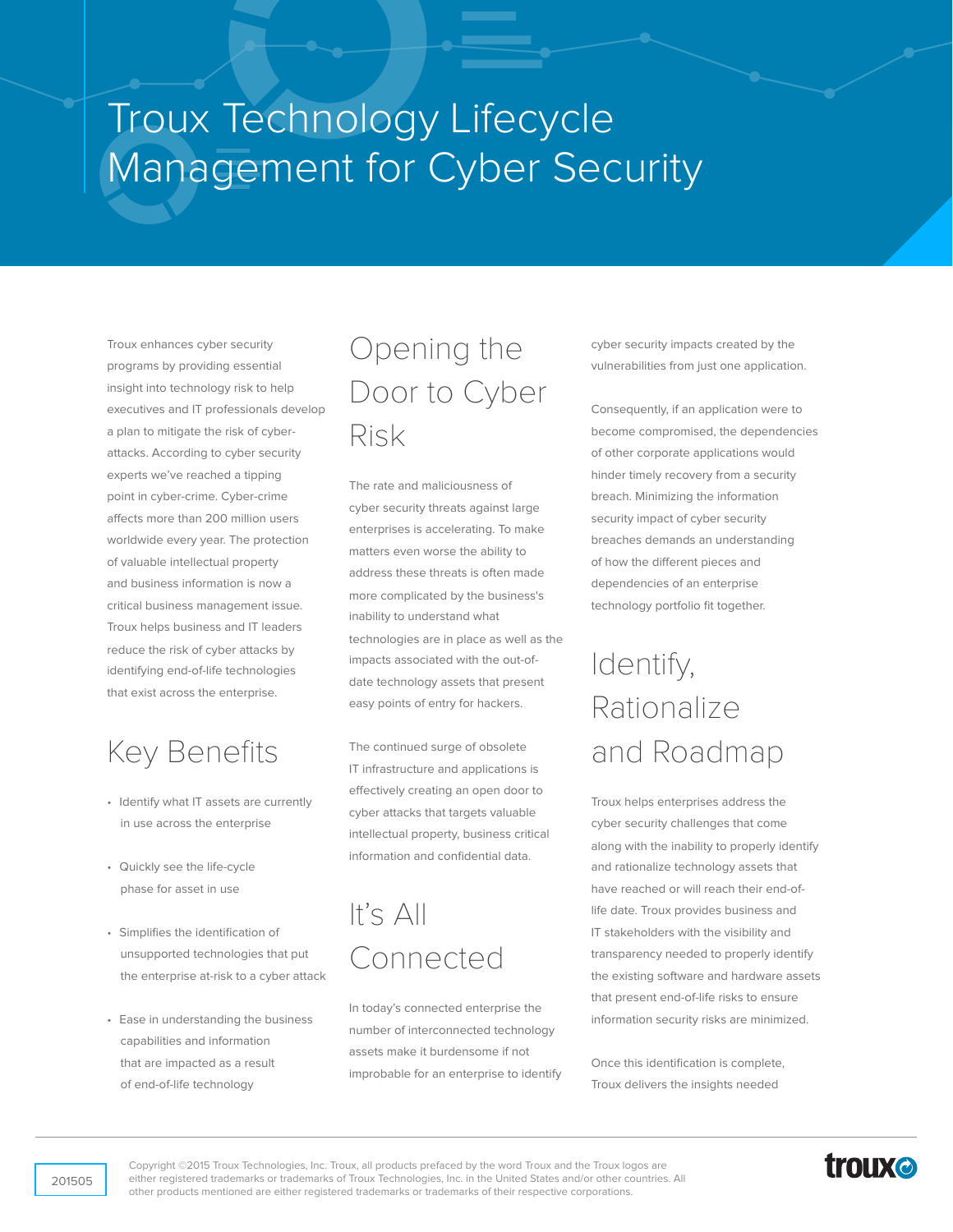# Troux Technology Lifecycle Management for Cyber Security

Troux enhances cyber security programs by providing essential insight into technology risk to help executives and IT professionals develop a plan to mitigate the risk of cyber-attacks. According to cyber security experts we've reached a tipping point in cyber-crime. Cyber-crime affects more than 200 million users worldwide every year. The protection of valuable intellectual property and business information is now a critical business management issue. Troux helps business and IT leaders reduce the risk of cyber attacks by identifying end-of-life technologies that exist across the enterprise.

## Key Benefits

- Identify what IT assets are currently in use across the enterprise
- Quickly see the life-cycle phase for asset in use
- Simplifies the identification of unsupported technologies that put the enterprise at-risk to a cyber attack
- Ease in understanding the business capabilities and information that are impacted as a result of end-of-life technology

## Opening the Door to Cyber Risk

The rate and maliciousness of cyber security threats against large enterprises is accelerating. To make matters even worse the ability to address these threats is often made more complicated by the business's inability to understand what technologies are in place as well as the impacts associated with the out-of-date technology assets that present easy points of entry for hackers.

The continued surge of obsolete IT infrastructure and applications is effectively creating an open door to cyber attacks that targets valuable intellectual property, business critical information and confidential data.

## It's All Connected

In today's connected enterprise the number of interconnected technology assets make it burdensome if not improbable for an enterprise to identify cyber security impacts created by the vulnerabilities from just one application.

Consequently, if an application were to become compromised, the dependencies of other corporate applications would hinder timely recovery from a security breach. Minimizing the information security impact of cyber security breaches demands an understanding of how the different pieces and dependencies of an enterprise technology portfolio fit together.

## Identify, Rationalize and Roadmap

Troux helps enterprises address the cyber security challenges that come along with the inability to properly identify and rationalize technology assets that have reached or will reach their end-of-life date. Troux provides business and IT stakeholders with the visibility and transparency needed to properly identify the existing software and hardware assets that present end-of-life risks to ensure information security risks are minimized.

Once this identification is complete, Troux delivers the insights needed

201505

Copyright ©2015 Troux Technologies, Inc. Troux, all products prefaced by the word Troux and the Troux logos are either registered trademarks or trademarks of Troux Technologies, Inc. in the United States and/or other countries. All other products mentioned are either registered trademarks or trademarks of their respective corporations.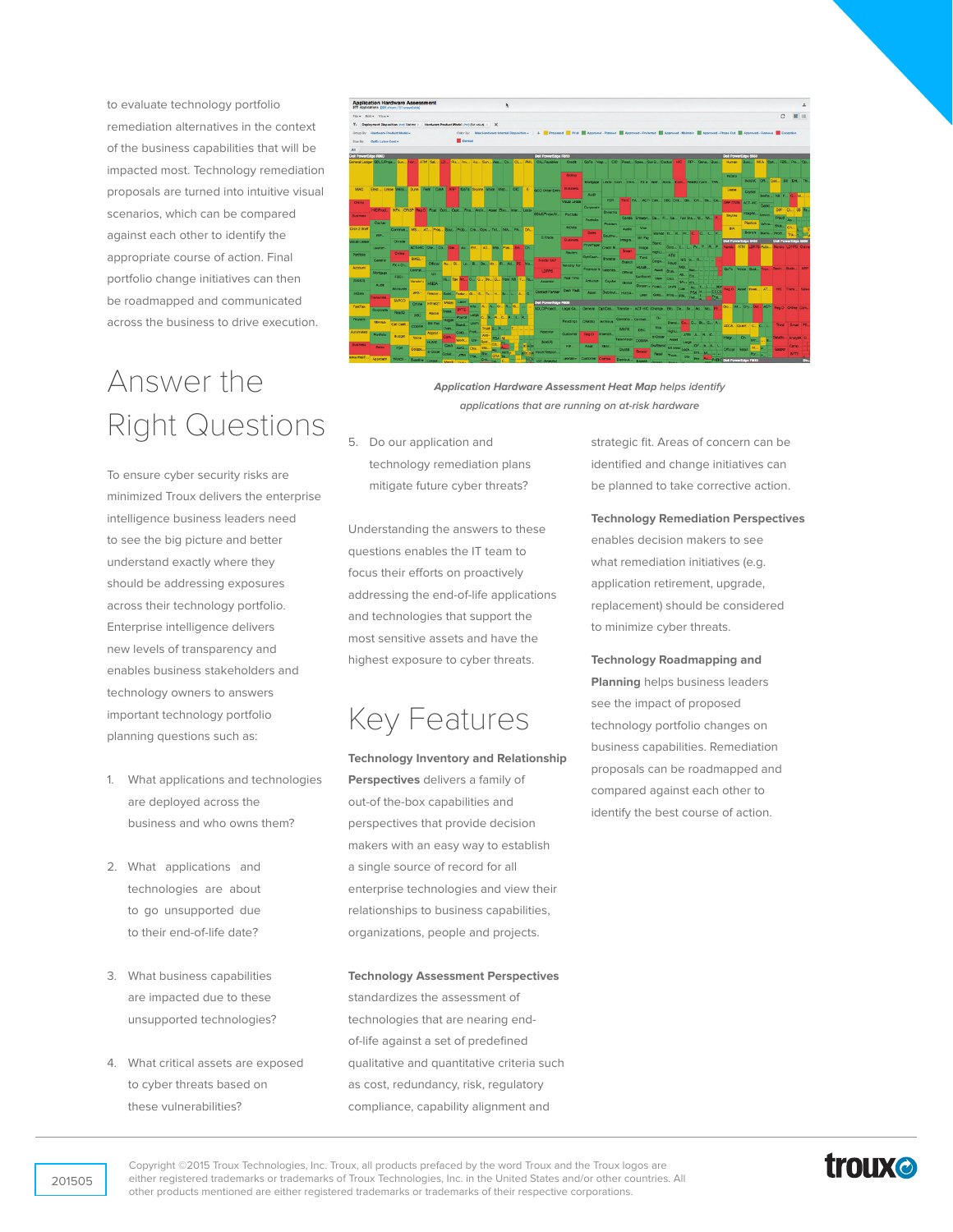to evaluate technology portfolio remediation alternatives in the context of the business capabilities that will be impacted most. Technology remediation proposals are turned into intuitive visual scenarios, which can be compared against each other to identify the appropriate course of action. Final portfolio change initiatives can then be roadmapped and communicated across the business to drive execution.

*Application Hardware Assessment Heat Map helps identify applications that are running on at-risk hardware*

# Answer the Right Questions

To ensure cyber security risks are minimized Troux delivers the enterprise intelligence business leaders need to see the big picture and better understand exactly where they should be addressing exposures across their technology portfolio. Enterprise intelligence delivers new levels of transparency and enables business stakeholders and technology owners to answers important technology portfolio planning questions such as:

1. What applications and technologies are deployed across the business and who owns them?
2. What applications and technologies are about to go unsupported due to their end-of-life date?
3. What business capabilities are impacted due to these unsupported technologies?
4. What critical assets are exposed to cyber threats based on these vulnerabilities?
5. Do our application and technology remediation plans mitigate future cyber threats?

Understanding the answers to these questions enables the IT team to focus their efforts on proactively addressing the end-of-life applications and technologies that support the most sensitive assets and have the highest exposure to cyber threats.

# Key Features

**Technology Inventory and Relationship Perspectives** delivers a family of out-of the-box capabilities and perspectives that provide decision makers with an easy way to establish a single source of record for all enterprise technologies and view their relationships to business capabilities, organizations, people and projects.

**Technology Assessment Perspectives** standardizes the assessment of technologies that are nearing end-of-life against a set of predefined qualitative and quantitative criteria such as cost, redundancy, risk, regulatory compliance, capability alignment and strategic fit. Areas of concern can be identified and change initiatives can be planned to take corrective action.

**Technology Remediation Perspectives** enables decision makers to see what remediation initiatives (e.g. application retirement, upgrade, replacement) should be considered to minimize cyber threats.

**Technology Roadmapping and Planning** helps business leaders see the impact of proposed technology portfolio changes on business capabilities. Remediation proposals can be roadmapped and compared against each other to identify the best course of action.

201505

Copyright ©2015 Troux Technologies, Inc. Troux, all products prefaced by the word Troux and the Troux logos are either registered trademarks or trademarks of Troux Technologies, Inc. in the United States and/or other countries. All other products mentioned are either registered trademarks or trademarks of their respective corporations.